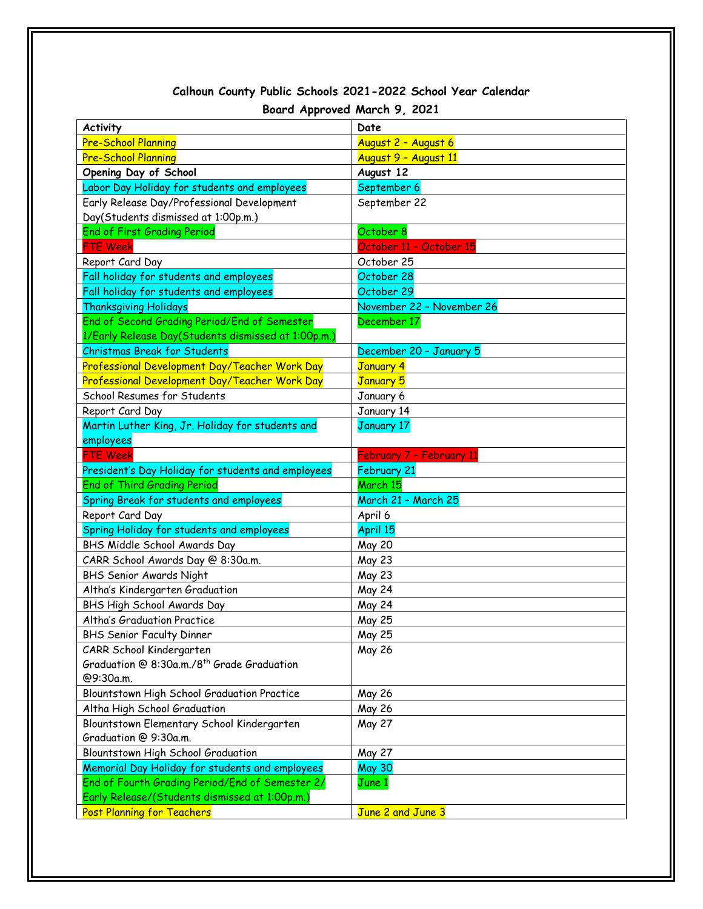**Calhoun County Public Schools 2021-2022 School Year Calendar**

**Board Approved March 9, 2021**

| Activity | Date |
|---|---|
| Pre-School Planning | August 2 – August 6 |
| Pre-School Planning | August 9 – August 11 |
| **Opening Day of School** | **August 12** |
| Labor Day Holiday for students and employees | September 6 |
| Early Release Day/Professional Development Day(Students dismissed at 1:00p.m.) | September 22 |
| End of First Grading Period | October 8 |
| FTE Week | October 11 – October 15 |
| Report Card Day | October 25 |
| Fall holiday for students and employees | October 28 |
| Fall holiday for students and employees | October 29 |
| Thanksgiving Holidays | November 22 – November 26 |
| End of Second Grading Period/End of Semester 1/Early Release Day(Students dismissed at 1:00p.m.) | December 17 |
| Christmas Break for Students | December 20 – January 5 |
| Professional Development Day/Teacher Work Day | January 4 |
| Professional Development Day/Teacher Work Day | January 5 |
| School Resumes for Students | January 6 |
| Report Card Day | January 14 |
| Martin Luther King, Jr. Holiday for students and employees | January 17 |
| FTE Week | February 7 – February 11 |
| President's Day Holiday for students and employees | February 21 |
| End of Third Grading Period | March 15 |
| Spring Break for students and employees | March 21 – March 25 |
| Report Card Day | April 6 |
| Spring Holiday for students and employees | April 15 |
| BHS Middle School Awards Day | May 20 |
| CARR School Awards Day @ 8:30a.m. | May 23 |
| BHS Senior Awards Night | May 23 |
| Altha's Kindergarten Graduation | May 24 |
| BHS High School Awards Day | May 24 |
| Altha's Graduation Practice | May 25 |
| BHS Senior Faculty Dinner | May 25 |
| CARR School Kindergarten Graduation @ 8:30a.m./8th Grade Graduation @9:30a.m. | May 26 |
| Blountstown High School Graduation Practice | May 26 |
| Altha High School Graduation | May 26 |
| Blountstown Elementary School Kindergarten Graduation @ 9:30a.m. | May 27 |
| Blountstown High School Graduation | May 27 |
| Memorial Day Holiday for students and employees | May 30 |
| End of Fourth Grading Period/End of Semester 2/ Early Release/(Students dismissed at 1:00p.m.) | June 1 |
| Post Planning for Teachers | June 2 and June 3 |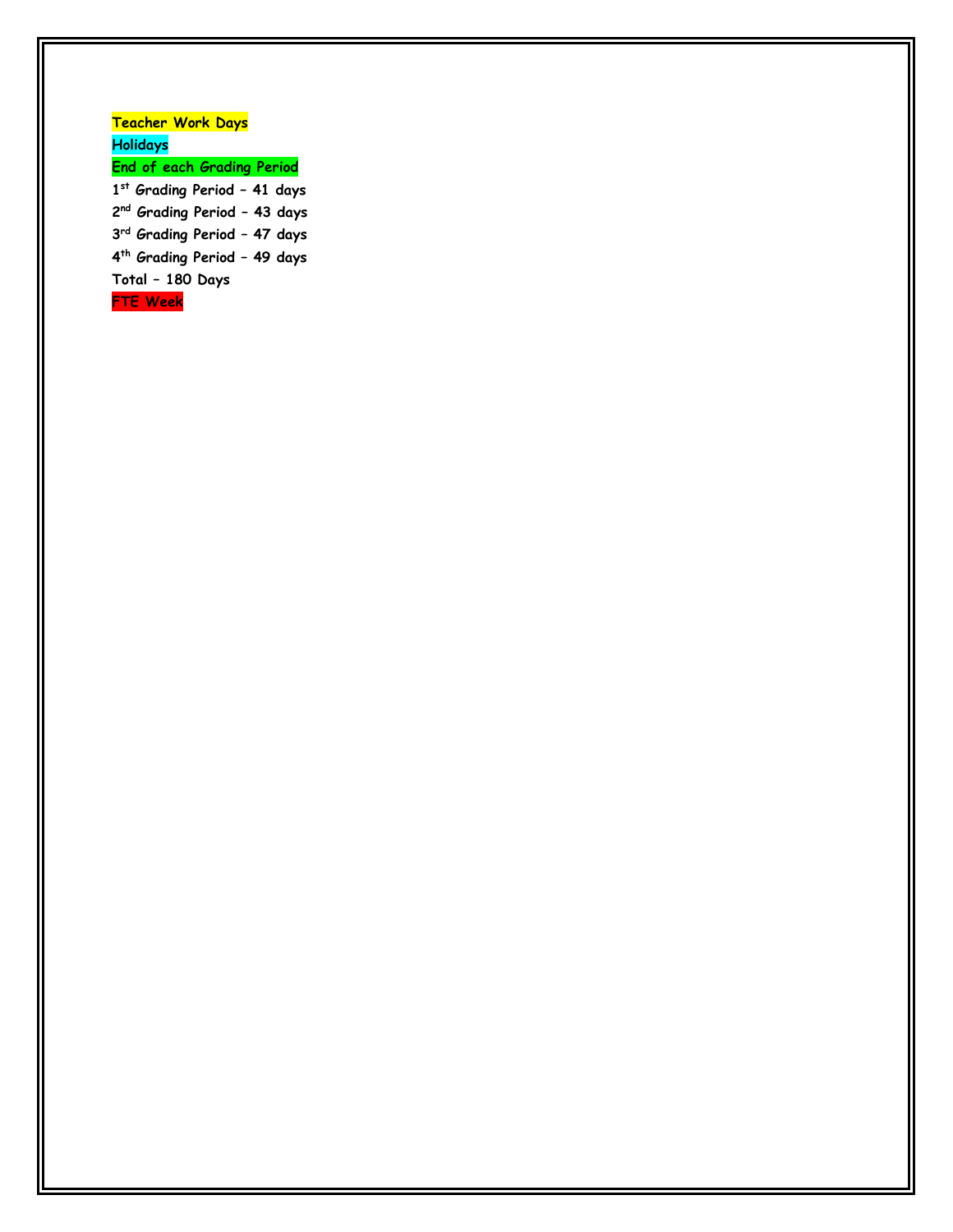**Teacher Work Days**

**Holidays**

**End of each Grading Period**

**1st Grading Period – 41 days**

**2nd Grading Period – 43 days**

**3rd Grading Period – 47 days**

**4th Grading Period – 49 days**

**Total – 180 Days**

**FTE Week**